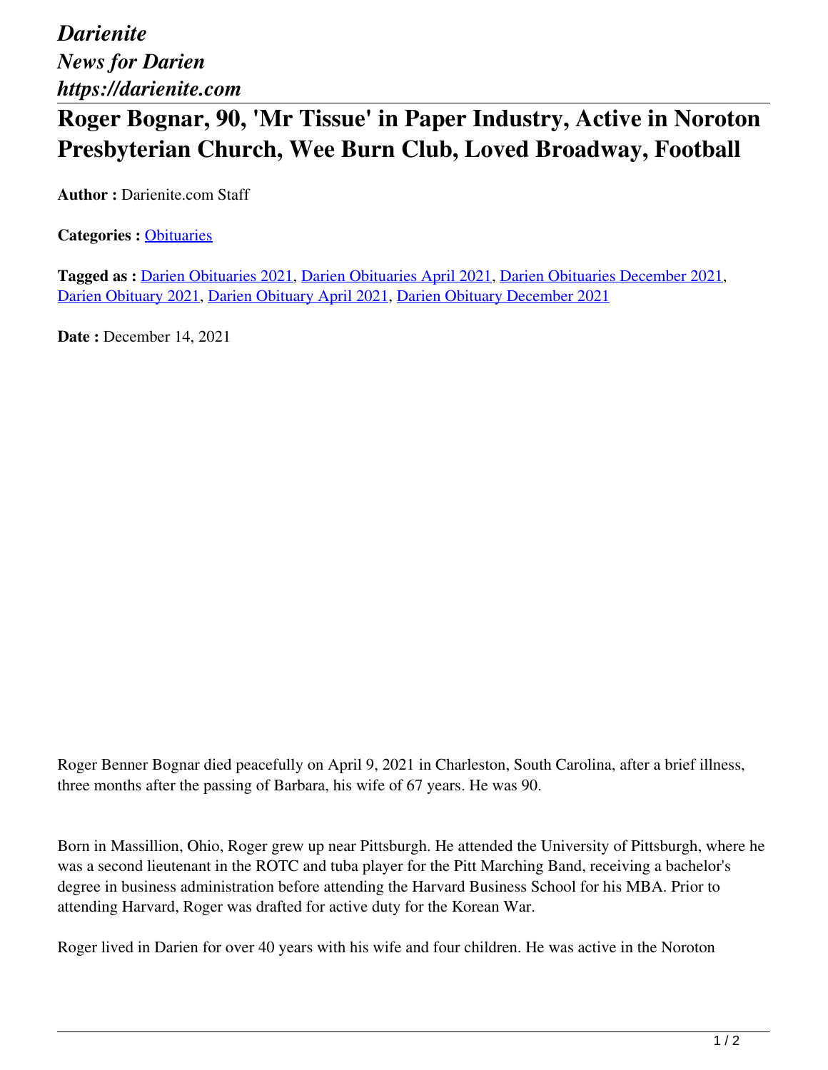*Darienite*
*News for Darien*
*https://darienite.com*

# Roger Bognar, 90, 'Mr Tissue' in Paper Industry, Active in Noroton Presbyterian Church, Wee Burn Club, Loved Broadway, Football

**Author :** Darienite.com Staff

**Categories :** Obituaries

**Tagged as :** Darien Obituaries 2021, Darien Obituaries April 2021, Darien Obituaries December 2021, Darien Obituary 2021, Darien Obituary April 2021, Darien Obituary December 2021

**Date :** December 14, 2021

Roger Benner Bognar died peacefully on April 9, 2021 in Charleston, South Carolina, after a brief illness, three months after the passing of Barbara, his wife of 67 years. He was 90.

Born in Massillion, Ohio, Roger grew up near Pittsburgh. He attended the University of Pittsburgh, where he was a second lieutenant in the ROTC and tuba player for the Pitt Marching Band, receiving a bachelor's degree in business administration before attending the Harvard Business School for his MBA. Prior to attending Harvard, Roger was drafted for active duty for the Korean War.

Roger lived in Darien for over 40 years with his wife and four children. He was active in the Noroton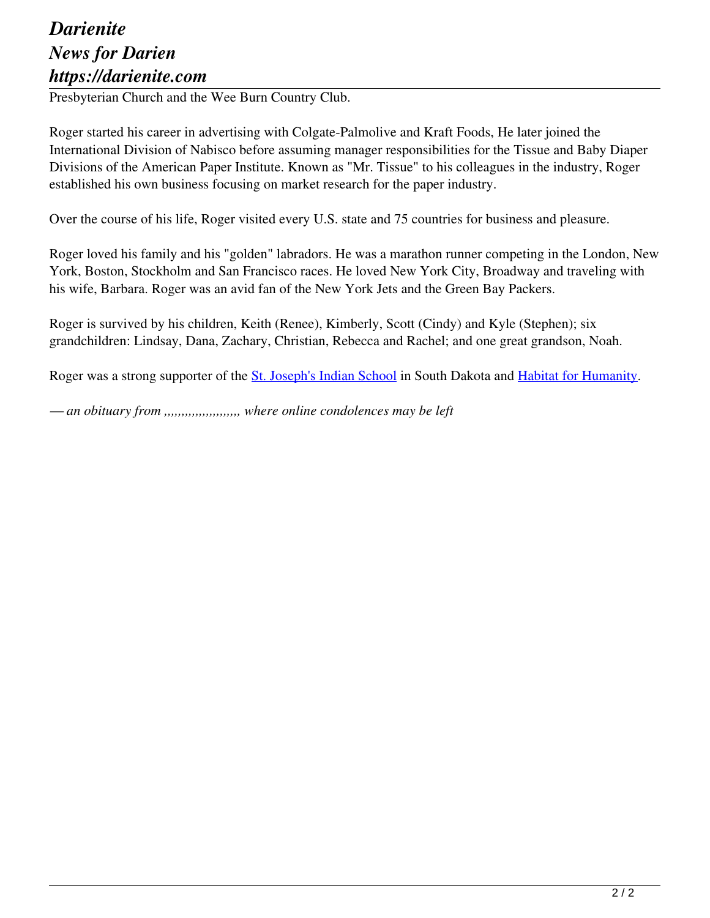Presbyterian Church and the Wee Burn Country Club.

Roger started his career in advertising with Colgate-Palmolive and Kraft Foods, He later joined the International Division of Nabisco before assuming manager responsibilities for the Tissue and Baby Diaper Divisions of the American Paper Institute. Known as "Mr. Tissue" to his colleagues in the industry, Roger established his own business focusing on market research for the paper industry.

Over the course of his life, Roger visited every U.S. state and 75 countries for business and pleasure.

Roger loved his family and his "golden" labradors. He was a marathon runner competing in the London, New York, Boston, Stockholm and San Francisco races. He loved New York City, Broadway and traveling with his wife, Barbara. Roger was an avid fan of the New York Jets and the Green Bay Packers.

Roger is survived by his children, Keith (Renee), Kimberly, Scott (Cindy) and Kyle (Stephen); six grandchildren: Lindsay, Dana, Zachary, Christian, Rebecca and Rachel; and one great grandson, Noah.

Roger was a strong supporter of the St. Joseph's Indian School in South Dakota and Habitat for Humanity.

*— an obituary from ,,,,,,,,,,,,,,,,,,,, where online condolences may be left*